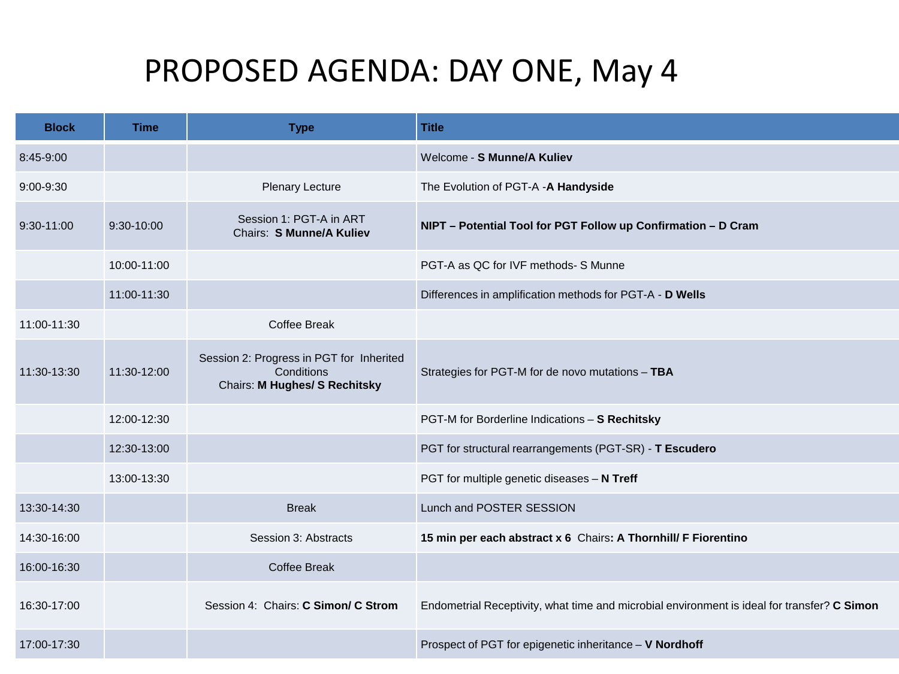# PROPOSED AGENDA: DAY ONE, May 4

| Block | Time | Type | Title |
| --- | --- | --- | --- |
| 8:45-9:00 | | | Welcome - **S Munne/A Kuliev** |
| 9:00-9:30 | | Plenary Lecture | The Evolution of PGT-A -**A Handyside** |
| 9:30-11:00 | 9:30-10:00 | Session 1: PGT-A in ART<br>Chairs: **S Munne/A Kuliev** | **NIPT – Potential Tool for PGT Follow up Confirmation – D Cram** |
| | 10:00-11:00 | | PGT-A as QC for IVF methods- S Munne |
| | 11:00-11:30 | | Differences in amplification methods for PGT-A - **D Wells** |
| 11:00-11:30 | | Coffee Break | |
| 11:30-13:30 | 11:30-12:00 | Session 2: Progress in PGT for Inherited Conditions<br>Chairs: **M Hughes/ S Rechitsky** | Strategies for PGT-M for de novo mutations – **TBA** |
| | 12:00-12:30 | | PGT-M for Borderline Indications – **S Rechitsky** |
| | 12:30-13:00 | | PGT for structural rearrangements (PGT-SR) - **T Escudero** |
| | 13:00-13:30 | | PGT for multiple genetic diseases – **N Treff** |
| 13:30-14:30 | | Break | Lunch and POSTER SESSION |
| 14:30-16:00 | | Session 3: Abstracts | **15 min per each abstract x 6** Chairs**: A Thornhill/ F Fiorentino** |
| 16:00-16:30 | | Coffee Break | |
| 16:30-17:00 | | Session 4: Chairs: **C Simon/ C Strom** | Endometrial Receptivity, what time and microbial environment is ideal for transfer? **C Simon** |
| 17:00-17:30 | | | Prospect of PGT for epigenetic inheritance – **V Nordhoff** |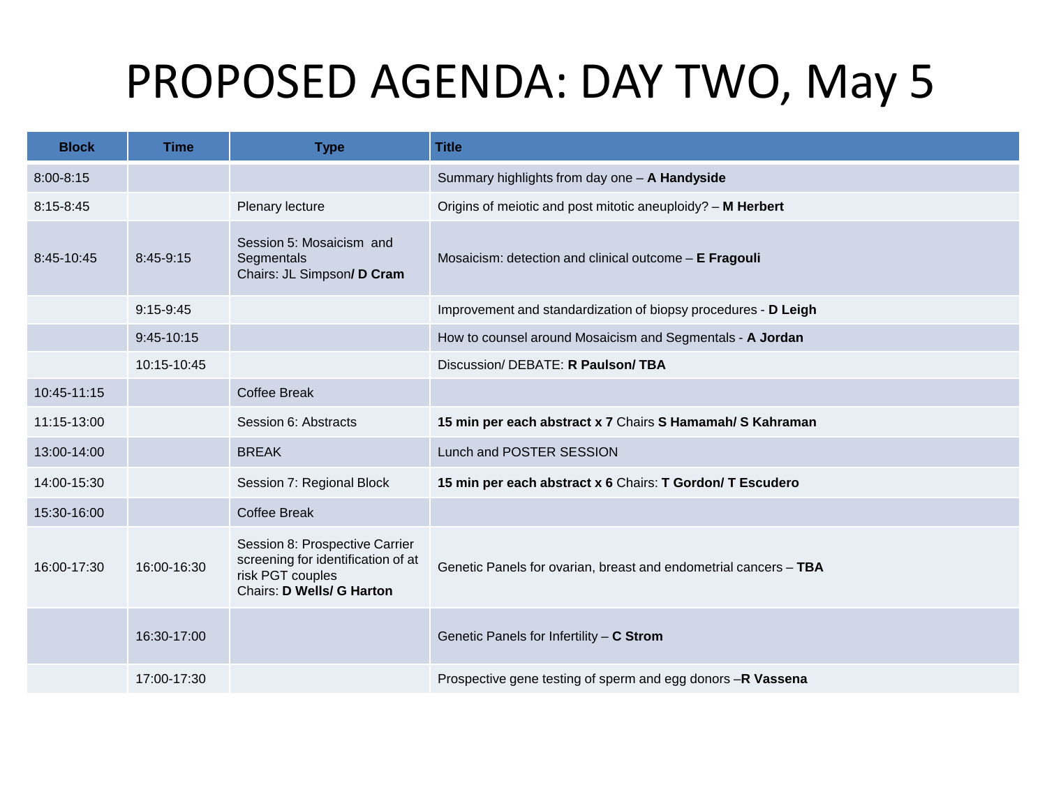# PROPOSED AGENDA: DAY TWO, May 5

| Block | Time | Type | Title |
|---|---|---|---|
| 8:00-8:15 | | | Summary highlights from day one – **A Handyside** |
| 8:15-8:45 | | Plenary lecture | Origins of meiotic and post mitotic aneuploidy? – **M Herbert** |
| 8:45-10:45 | 8:45-9:15 | Session 5: Mosaicism and Segmentals<br>Chairs: JL Simpson**/ D Cram** | Mosaicism: detection and clinical outcome – **E Fragouli** |
| | 9:15-9:45 | | Improvement and standardization of biopsy procedures - **D Leigh** |
| | 9:45-10:15 | | How to counsel around Mosaicism and Segmentals - **A Jordan** |
| | 10:15-10:45 | | Discussion/ DEBATE: **R Paulson/ TBA** |
| 10:45-11:15 | | Coffee Break | |
| 11:15-13:00 | | Session 6: Abstracts | **15 min per each abstract x 7** Chairs **S Hamamah/ S Kahraman** |
| 13:00-14:00 | | BREAK | Lunch and POSTER SESSION |
| 14:00-15:30 | | Session 7: Regional Block | **15 min per each abstract x 6** Chairs: **T Gordon/ T Escudero** |
| 15:30-16:00 | | Coffee Break | |
| 16:00-17:30 | 16:00-16:30 | Session 8: Prospective Carrier screening for identification of at risk PGT couples<br>Chairs: **D Wells/ G Harton** | Genetic Panels for ovarian, breast and endometrial cancers – **TBA** |
| | 16:30-17:00 | | Genetic Panels for Infertility – **C Strom** |
| | 17:00-17:30 | | Prospective gene testing of sperm and egg donors –**R Vassena** |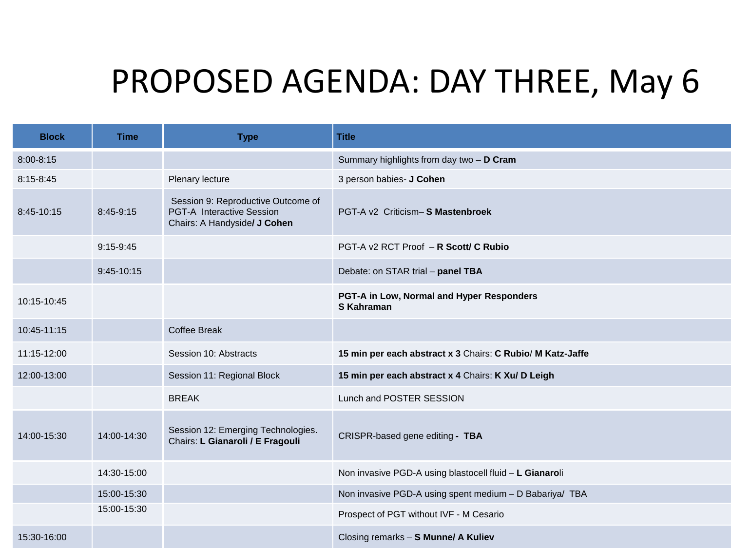# PROPOSED AGENDA: DAY THREE, May 6

| Block | Time | Type | Title |
|---|---|---|---|
| 8:00-8:15 | | | Summary highlights from day two – **D Cram** |
| 8:15-8:45 | | Plenary lecture | 3 person babies- **J Cohen** |
| 8:45-10:15 | 8:45-9:15 | Session 9: Reproductive Outcome of PGT-A Interactive Session Chairs: A Handyside**/ J Cohen** | PGT-A v2 Criticism– **S Mastenbroek** |
| | 9:15-9:45 | | PGT-A v2 RCT Proof – **R Scott/ C Rubio** |
| | 9:45-10:15 | | Debate: on STAR trial – **panel TBA** |
| 10:15-10:45 | | | **PGT-A in Low, Normal and Hyper Responders S Kahraman** |
| 10:45-11:15 | | Coffee Break | |
| 11:15-12:00 | | Session 10: Abstracts | **15 min per each abstract x 3** Chairs: **C Rubio**/ **M Katz-Jaffe** |
| 12:00-13:00 | | Session 11: Regional Block | **15 min per each abstract x 4** Chairs: **K Xu/ D Leigh** |
| | | BREAK | Lunch and POSTER SESSION |
| 14:00-15:30 | 14:00-14:30 | Session 12: Emerging Technologies. Chairs: **L Gianaroli / E Fragouli** | CRISPR-based gene editing **- TBA** |
| | 14:30-15:00 | | Non invasive PGD-A using blastocell fluid – **L Gianaro**li |
| | 15:00-15:30 | | Non invasive PGD-A using spent medium – D Babariya/ TBA |
| | 15:00-15:30 | | Prospect of PGT without IVF - M Cesario |
| 15:30-16:00 | | | Closing remarks – **S Munne/ A Kuliev** |